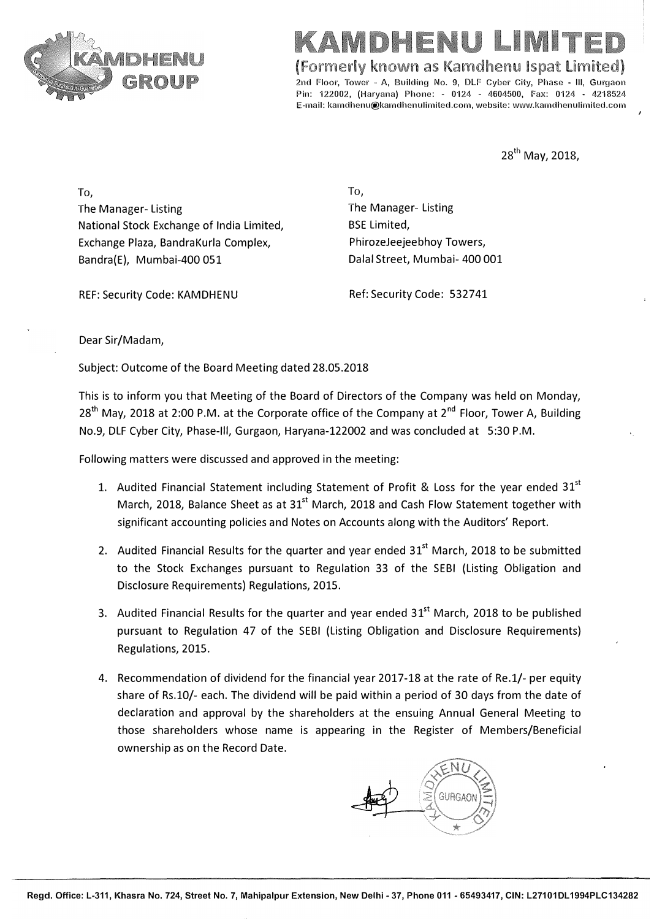# KAMDHENU LIMITED

**(Formerly known as Kamdhenu Ispat Limited)**

2nd Floor, Tower - A, Building No. 9, DLF Cyber City, Phase - III, Gurgaon Pin: 122002, (Haryana) Phone: - 0124 - 4604500, Fax: 0124 - 4218524 E-mail: kamdhenu@kamdhenulimited.com, website: www.kamdhenulimited.com

28th May, 2018,

To,
The Manager- Listing
National Stock Exchange of India Limited,
Exchange Plaza, BandraKurla Complex,
Bandra(E), Mumbai-400 051

REF: Security Code: KAMDHENU

To,
The Manager- Listing
BSE Limited,
PhirozeJeejeebhoy Towers,
Dalal Street, Mumbai- 400 001

Ref: Security Code: 532741

Dear Sir/Madam,

Subject: Outcome of the Board Meeting dated 28.05.2018

This is to inform you that Meeting of the Board of Directors of the Company was held on Monday, 28th May, 2018 at 2:00 P.M. at the Corporate office of the Company at 2nd Floor, Tower A, Building No.9, DLF Cyber City, Phase-III, Gurgaon, Haryana-122002 and was concluded at 5:30 P.M.

Following matters were discussed and approved in the meeting:

1. Audited Financial Statement including Statement of Profit & Loss for the year ended 31st March, 2018, Balance Sheet as at 31st March, 2018 and Cash Flow Statement together with significant accounting policies and Notes on Accounts along with the Auditors' Report.

2. Audited Financial Results for the quarter and year ended 31st March, 2018 to be submitted to the Stock Exchanges pursuant to Regulation 33 of the SEBI (Listing Obligation and Disclosure Requirements) Regulations, 2015.

3. Audited Financial Results for the quarter and year ended 31st March, 2018 to be published pursuant to Regulation 47 of the SEBI (Listing Obligation and Disclosure Requirements) Regulations, 2015.

4. Recommendation of dividend for the financial year 2017-18 at the rate of Re.1/- per equity share of Rs.10/- each. The dividend will be paid within a period of 30 days from the date of declaration and approval by the shareholders at the ensuing Annual General Meeting to those shareholders whose name is appearing in the Register of Members/Beneficial ownership as on the Record Date.

Regd. Office: L-311, Khasra No. 724, Street No. 7, Mahipalpur Extension, New Delhi - 37, Phone 011 - 65493417, CIN: L27101DL1994PLC134282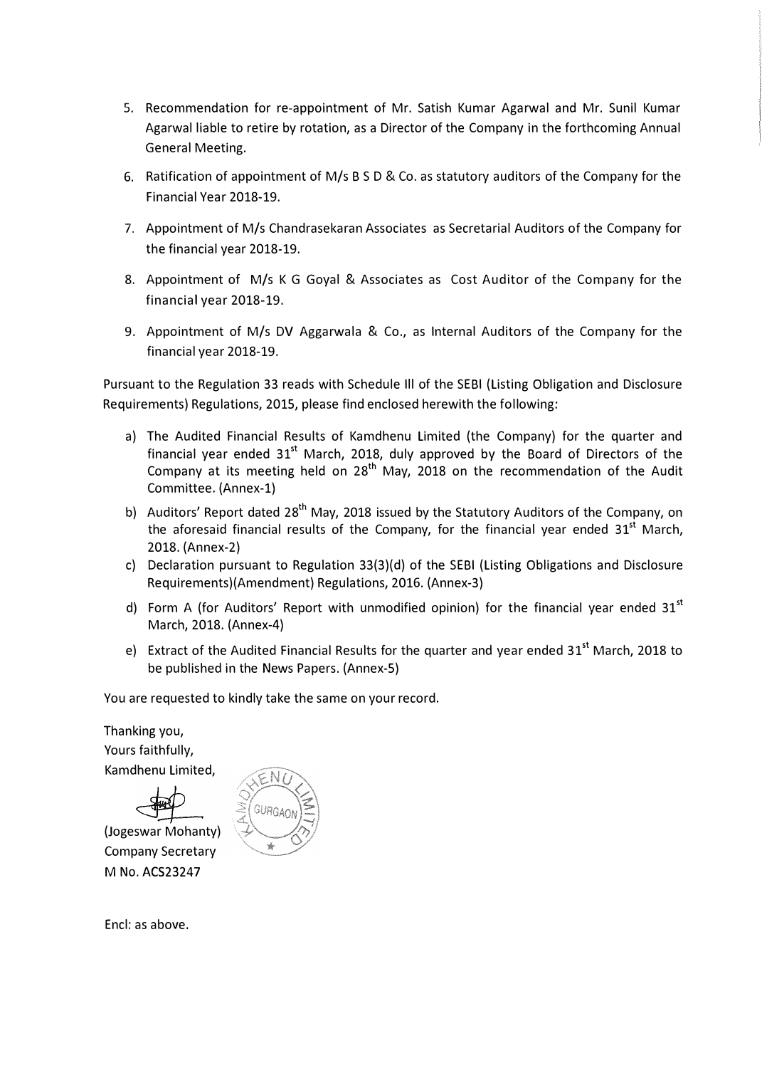5. Recommendation for re-appointment of Mr. Satish Kumar Agarwal and Mr. Sunil Kumar Agarwal liable to retire by rotation, as a Director of the Company in the forthcoming Annual General Meeting.

6. Ratification of appointment of M/s B S D & Co. as statutory auditors of the Company for the Financial Year 2018-19.

7. Appointment of M/s Chandrasekaran Associates as Secretarial Auditors of the Company for the financial year 2018-19.

8. Appointment of M/s K G Goyal & Associates as Cost Auditor of the Company for the financial year 2018-19.

9. Appointment of M/s DV Aggarwala & Co., as Internal Auditors of the Company for the financial year 2018-19.

Pursuant to the Regulation 33 reads with Schedule Ill of the SEBI (Listing Obligation and Disclosure Requirements) Regulations, 2015, please find enclosed herewith the following:

a) The Audited Financial Results of Kamdhenu Limited (the Company) for the quarter and financial year ended 31st March, 2018, duly approved by the Board of Directors of the Company at its meeting held on 28th May, 2018 on the recommendation of the Audit Committee. (Annex-1)
b) Auditors' Report dated 28th May, 2018 issued by the Statutory Auditors of the Company, on the aforesaid financial results of the Company, for the financial year ended 31st March, 2018. (Annex-2)
c) Declaration pursuant to Regulation 33(3)(d) of the SEBI (Listing Obligations and Disclosure Requirements)(Amendment) Regulations, 2016. (Annex-3)
d) Form A (for Auditors' Report with unmodified opinion) for the financial year ended 31st March, 2018. (Annex-4)
e) Extract of the Audited Financial Results for the quarter and year ended 31st March, 2018 to be published in the News Papers. (Annex-5)

You are requested to kindly take the same on your record.

Thanking you,
Yours faithfully,
Kamdhenu Limited,

(Jogeswar Mohanty)
Company Secretary
M No. ACS23247

Encl: as above.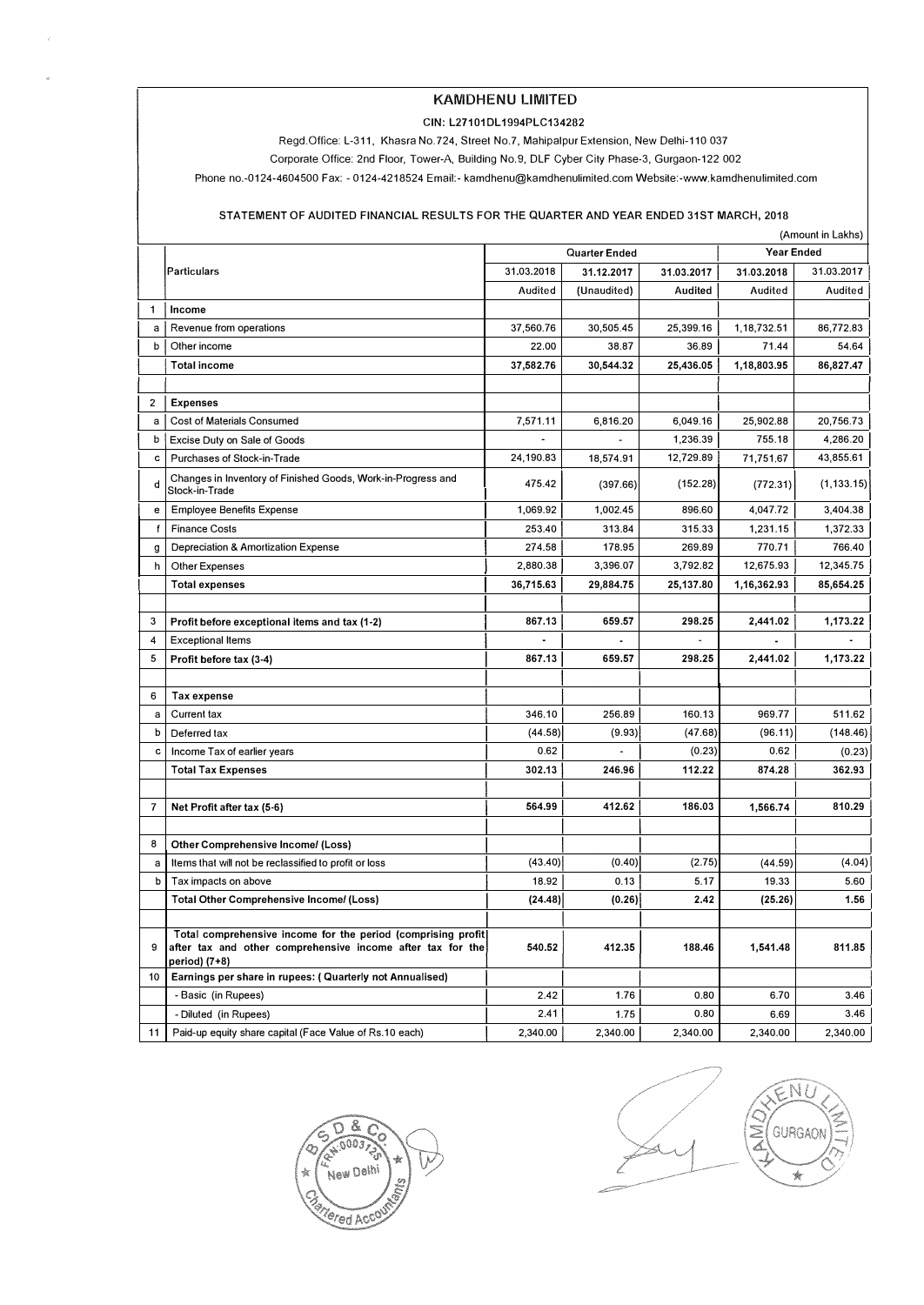# KAMDHENU LIMITED

CIN: L27101DL1994PLC134282

Regd.Office: L-311, Khasra No.724, Street No.7, Mahipalpur Extension, New Delhi-110 037

Corporate Office: 2nd Floor, Tower-A, Building No.9, DLF Cyber City Phase-3, Gurgaon-122 002

Phone no.-0124-4604500 Fax: - 0124-4218524 Email:- kamdhenu@kamdhenulimited.com Website:-www.kamdhenulimited.com

## STATEMENT OF AUDITED FINANCIAL RESULTS FOR THE QUARTER AND YEAR ENDED 31ST MARCH, 2018

(Amount in Lakhs)

| | Particulars | Quarter Ended | | | Year Ended | |
|---|---|---|---|---|---|---|
| | | 31.03.2018 | 31.12.2017 | 31.03.2017 | 31.03.2018 | 31.03.2017 |
| | | Audited | (Unaudited) | Audited | Audited | Audited |
| 1 | **Income** | | | | | |
| a | Revenue from operations | 37,560.76 | 30,505.45 | 25,399.16 | 1,18,732.51 | 86,772.83 |
| b | Other income | 22.00 | 38.87 | 36.89 | 71.44 | 54.64 |
| | **Total income** | **37,582.76** | **30,544.32** | **25,436.05** | **1,18,803.95** | **86,827.47** |
| 2 | **Expenses** | | | | | |
| a | Cost of Materials Consumed | 7,571.11 | 6,816.20 | 6,049.16 | 25,902.88 | 20,756.73 |
| b | Excise Duty on Sale of Goods | - | - | 1,236.39 | 755.18 | 4,286.20 |
| c | Purchases of Stock-in-Trade | 24,190.83 | 18,574.91 | 12,729.89 | 71,751.67 | 43,855.61 |
| d | Changes in Inventory of Finished Goods, Work-in-Progress and Stock-in-Trade | 475.42 | (397.66) | (152.28) | (772.31) | (1,133.15) |
| e | Employee Benefits Expense | 1,069.92 | 1,002.45 | 896.60 | 4,047.72 | 3,404.38 |
| f | Finance Costs | 253.40 | 313.84 | 315.33 | 1,231.15 | 1,372.33 |
| g | Depreciation & Amortization Expense | 274.58 | 178.95 | 269.89 | 770.71 | 766.40 |
| h | Other Expenses | 2,880.38 | 3,396.07 | 3,792.82 | 12,675.93 | 12,345.75 |
| | **Total expenses** | **36,715.63** | **29,884.75** | **25,137.80** | **1,16,362.93** | **85,654.25** |
| 3 | **Profit before exceptional items and tax (1-2)** | **867.13** | **659.57** | **298.25** | **2,441.02** | **1,173.22** |
| 4 | Exceptional Items | - | - | - | - | - |
| 5 | **Profit before tax (3-4)** | **867.13** | **659.57** | **298.25** | **2,441.02** | **1,173.22** |
| 6 | **Tax expense** | | | | | |
| a | Current tax | 346.10 | 256.89 | 160.13 | 969.77 | 511.62 |
| b | Deferred tax | (44.58) | (9.93) | (47.68) | (96.11) | (148.46) |
| c | Income Tax of earlier years | 0.62 | - | (0.23) | 0.62 | (0.23) |
| | **Total Tax Expenses** | **302.13** | **246.96** | **112.22** | **874.28** | **362.93** |
| 7 | **Net Profit after tax (5-6)** | **564.99** | **412.62** | **186.03** | **1,566.74** | **810.29** |
| 8 | **Other Comprehensive Income/ (Loss)** | | | | | |
| a | Items that will not be reclassified to profit or loss | (43.40) | (0.40) | (2.75) | (44.59) | (4.04) |
| b | Tax impacts on above | 18.92 | 0.13 | 5.17 | 19.33 | 5.60 |
| | **Total Other Comprehensive Income/ (Loss)** | **(24.48)** | **(0.26)** | **2.42** | **(25.26)** | **1.56** |
| 9 | **Total comprehensive income for the period (comprising profit after tax and other comprehensive income after tax for the period) (7+8)** | **540.52** | **412.35** | **188.46** | **1,541.48** | **811.85** |
| 10 | **Earnings per share in rupees: ( Quarterly not Annualised)** | | | | | |
| | - Basic (in Rupees) | 2.42 | 1.76 | 0.80 | 6.70 | 3.46 |
| | - Diluted (in Rupees) | 2.41 | 1.75 | 0.80 | 6.69 | 3.46 |
| 11 | Paid-up equity share capital (Face Value of Rs.10 each) | 2,340.00 | 2,340.00 | 2,340.00 | 2,340.00 | 2,340.00 |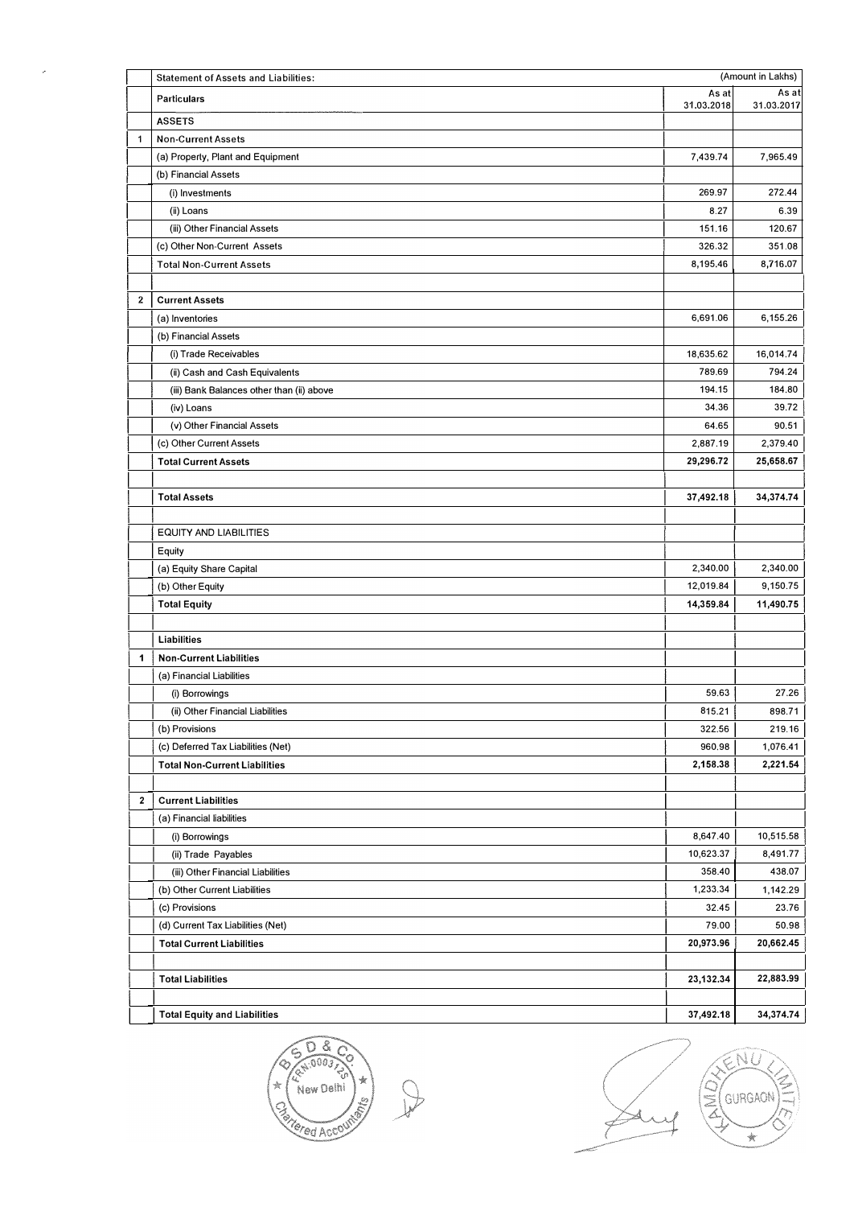| | Statement of Assets and Liabilities: | | (Amount in Lakhs) |
|---|---|---|---|
| | Particulars | As at 31.03.2018 | As at 31.03.2017 |
| | **ASSETS** | | |
| 1 | **Non-Current Assets** | | |
| | (a) Property, Plant and Equipment | 7,439.74 | 7,965.49 |
| | (b) Financial Assets | | |
| | (i) Investments | 269.97 | 272.44 |
| | (ii) Loans | 8.27 | 6.39 |
| | (iii) Other Financial Assets | 151.16 | 120.67 |
| | (c) Other Non-Current Assets | 326.32 | 351.08 |
| | Total Non-Current Assets | 8,195.46 | 8,716.07 |
| | | | |
| 2 | **Current Assets** | | |
| | (a) Inventories | 6,691.06 | 6,155.26 |
| | (b) Financial Assets | | |
| | (i) Trade Receivables | 18,635.62 | 16,014.74 |
| | (ii) Cash and Cash Equivalents | 789.69 | 794.24 |
| | (iii) Bank Balances other than (ii) above | 194.15 | 184.80 |
| | (iv) Loans | 34.36 | 39.72 |
| | (v) Other Financial Assets | 64.65 | 90.51 |
| | (c) Other Current Assets | 2,887.19 | 2,379.40 |
| | **Total Current Assets** | **29,296.72** | **25,658.67** |
| | | | |
| | **Total Assets** | **37,492.18** | **34,374.74** |
| | | | |
| | EQUITY AND LIABILITIES | | |
| | Equity | | |
| | (a) Equity Share Capital | 2,340.00 | 2,340.00 |
| | (b) Other Equity | 12,019.84 | 9,150.75 |
| | **Total Equity** | **14,359.84** | **11,490.75** |
| | | | |
| | **Liabilities** | | |
| 1 | **Non-Current Liabilities** | | |
| | (a) Financial Liabilities | | |
| | (i) Borrowings | 59.63 | 27.26 |
| | (ii) Other Financial Liabilities | 815.21 | 898.71 |
| | (b) Provisions | 322.56 | 219.16 |
| | (c) Deferred Tax Liabilities (Net) | 960.98 | 1,076.41 |
| | **Total Non-Current Liabilities** | **2,158.38** | **2,221.54** |
| | | | |
| 2 | **Current Liabilities** | | |
| | (a) Financial liabilities | | |
| | (i) Borrowings | 8,647.40 | 10,515.58 |
| | (ii) Trade Payables | 10,623.37 | 8,491.77 |
| | (iii) Other Financial Liabilities | 358.40 | 438.07 |
| | (b) Other Current Liabilities | 1,233.34 | 1,142.29 |
| | (c) Provisions | 32.45 | 23.76 |
| | (d) Current Tax Liabilities (Net) | 79.00 | 50.98 |
| | **Total Current Liabilities** | **20,973.96** | **20,662.45** |
| | | | |
| | **Total Liabilities** | **23,132.34** | **22,883.99** |
| | | | |
| | **Total Equity and Liabilities** | **37,492.18** | **34,374.74** |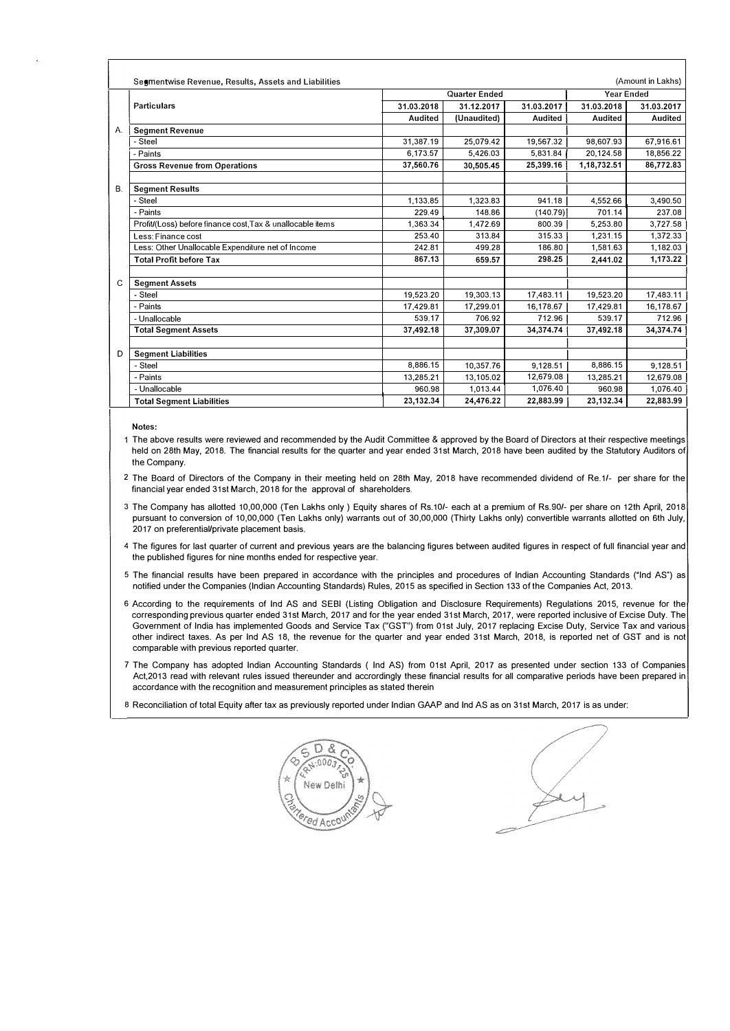Segmentwise Revenue, Results, Assets and Liabilities (Amount in Lakhs)

| | Particulars | Quarter Ended | | | Year Ended | |
|---|---|---|---|---|---|---|
| | | 31.03.2018 | 31.12.2017 | 31.03.2017 | 31.03.2018 | 31.03.2017 |
| | | Audited | (Unaudited) | Audited | Audited | Audited |
| A. | **Segment Revenue** | | | | | |
| | - Steel | 31,387.19 | 25,079.42 | 19,567.32 | 98,607.93 | 67,916.61 |
| | - Paints | 6,173.57 | 5,426.03 | 5,831.84 | 20,124.58 | 18,856.22 |
| | **Gross Revenue from Operations** | **37,560.76** | **30,505.45** | **25,399.16** | **1,18,732.51** | **86,772.83** |
| B. | **Segment Results** | | | | | |
| | - Steel | 1,133.85 | 1,323.83 | 941.18 | 4,552.66 | 3,490.50 |
| | - Paints | 229.49 | 148.86 | (140.79) | 701.14 | 237.08 |
| | Profit/(Loss) before finance cost,Tax & unallocable items | 1,363.34 | 1,472.69 | 800.39 | 5,253.80 | 3,727.58 |
| | Less: Finance cost | 253.40 | 313.84 | 315.33 | 1,231.15 | 1,372.33 |
| | Less: Other Unallocable Expenditure net of Income | 242.81 | 499.28 | 186.80 | 1,581.63 | 1,182.03 |
| | **Total Profit before Tax** | **867.13** | **659.57** | **298.25** | **2,441.02** | **1,173.22** |
| C | **Segment Assets** | | | | | |
| | - Steel | 19,523.20 | 19,303.13 | 17,483.11 | 19,523.20 | 17,483.11 |
| | - Paints | 17,429.81 | 17,299.01 | 16,178.67 | 17,429.81 | 16,178.67 |
| | - Unallocable | 539.17 | 706.92 | 712.96 | 539.17 | 712.96 |
| | **Total Segment Assets** | **37,492.18** | **37,309.07** | **34,374.74** | **37,492.18** | **34,374.74** |
| D | **Segment Liabilities** | | | | | |
| | - Steel | 8,886.15 | 10,357.76 | 9,128.51 | 8,886.15 | 9,128.51 |
| | - Paints | 13,285.21 | 13,105.02 | 12,679.08 | 13,285.21 | 12,679.08 |
| | - Unallocable | 960.98 | 1,013.44 | 1,076.40 | 960.98 | 1,076.40 |
| | **Total Segment Liabilities** | **23,132.34** | **24,476.22** | **22,883.99** | **23,132.34** | **22,883.99** |

**Notes:**

1. The above results were reviewed and recommended by the Audit Committee & approved by the Board of Directors at their respective meetings held on 28th May, 2018. The financial results for the quarter and year ended 31st March, 2018 have been audited by the Statutory Auditors of the Company.
2. The Board of Directors of the Company in their meeting held on 28th May, 2018 have recommended dividend of Re.1/- per share for the financial year ended 31st March, 2018 for the approval of shareholders.
3. The Company has allotted 10,00,000 (Ten Lakhs only ) Equity shares of Rs.10/- each at a premium of Rs.90/- per share on 12th April, 2018 pursuant to conversion of 10,00,000 (Ten Lakhs only) warrants out of 30,00,000 (Thirty Lakhs only) convertible warrants allotted on 6th July, 2017 on preferential/private placement basis.
4. The figures for last quarter of current and previous years are the balancing figures between audited figures in respect of full financial year and the published figures for nine months ended for respective year.
5. The financial results have been prepared in accordance with the principles and procedures of Indian Accounting Standards ("Ind AS") as notified under the Companies (Indian Accounting Standards) Rules, 2015 as specified in Section 133 of the Companies Act, 2013.
6. According to the requirements of Ind AS and SEBI (Listing Obligation and Disclosure Requirements) Regulations 2015, revenue for the corresponding previous quarter ended 31st March, 2017 and for the year ended 31st March, 2017, were reported inclusive of Excise Duty. The Government of India has implemented Goods and Service Tax ("GST") from 01st July, 2017 replacing Excise Duty, Service Tax and various other indirect taxes. As per Ind AS 18, the revenue for the quarter and year ended 31st March, 2018, is reported net of GST and is not comparable with previous reported quarter.
7. The Company has adopted Indian Accounting Standards ( Ind AS) from 01st April, 2017 as presented under section 133 of Companies Act,2013 read with relevant rules issued thereunder and accrordingly these financial results for all comparative periods have been prepared in accordance with the recognition and measurement principles as stated therein
8. Reconciliation of total Equity after tax as previously reported under Indian GAAP and Ind AS as on 31st March, 2017 is as under: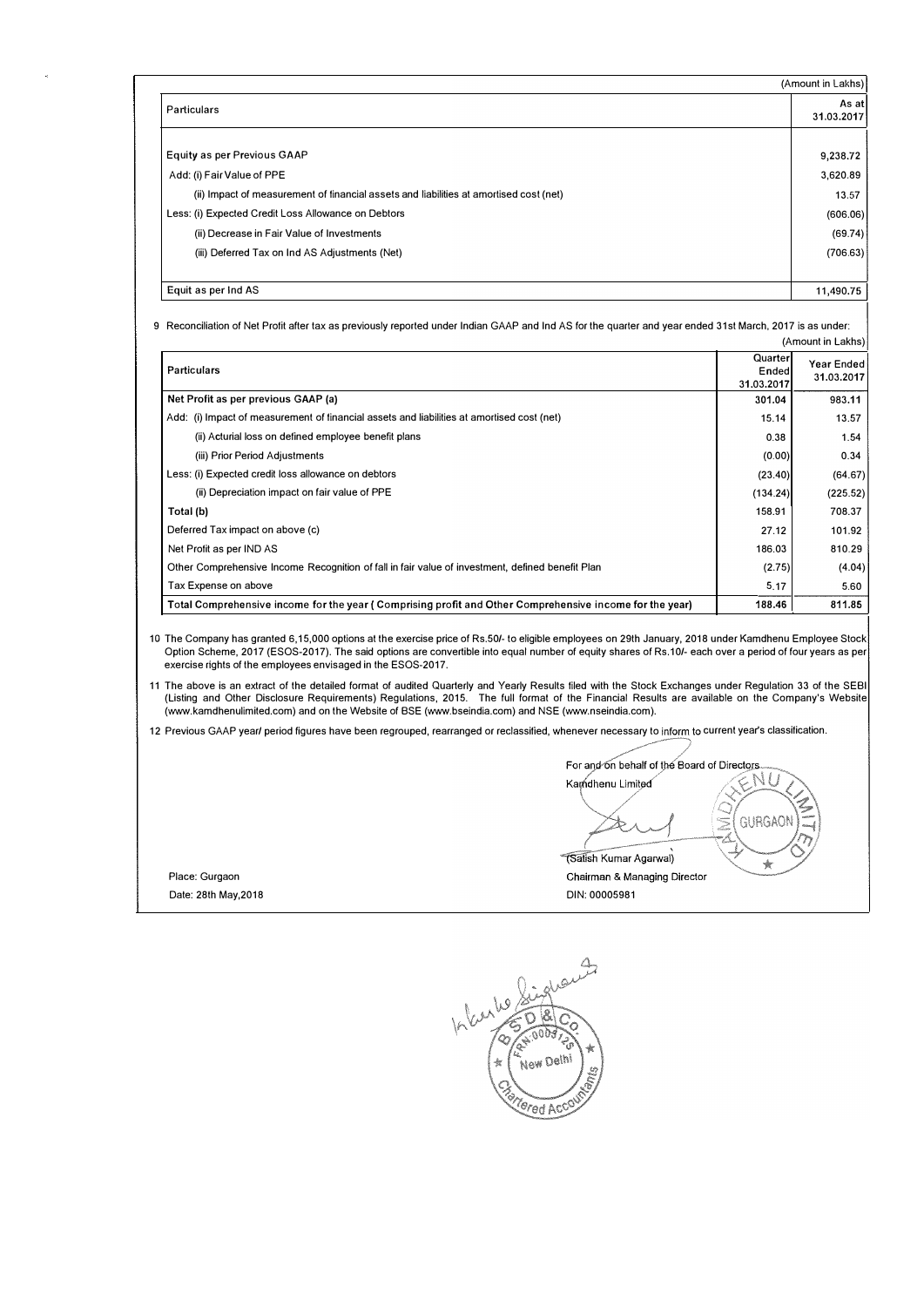(Amount in Lakhs)

| Particulars | As at 31.03.2017 |
|---|---|
| Equity as per Previous GAAP | 9,238.72 |
| Add: (i) Fair Value of PPE | 3,620.89 |
| (ii) Impact of measurement of financial assets and liabilities at amortised cost (net) | 13.57 |
| Less: (i) Expected Credit Loss Allowance on Debtors | (606.06) |
| (ii) Decrease in Fair Value of Investments | (69.74) |
| (iii) Deferred Tax on Ind AS Adjustments (Net) | (706.63) |
| Equit as per Ind AS | 11,490.75 |

9 Reconciliation of Net Profit after tax as previously reported under Indian GAAP and Ind AS for the quarter and year ended 31st March, 2017 is as under:

(Amount in Lakhs)

| Particulars | Quarter Ended 31.03.2017 | Year Ended 31.03.2017 |
|---|---|---|
| **Net Profit as per previous GAAP (a)** | 301.04 | 983.11 |
| Add: (i) Impact of measurement of financial assets and liabilities at amortised cost (net) | 15.14 | 13.57 |
| (ii) Acturial loss on defined employee benefit plans | 0.38 | 1.54 |
| (iii) Prior Period Adjustments | (0.00) | 0.34 |
| Less: (i) Expected credit loss allowance on debtors | (23.40) | (64.67) |
| (ii) Depreciation impact on fair value of PPE | (134.24) | (225.52) |
| **Total (b)** | 158.91 | 708.37 |
| Deferred Tax impact on above (c) | 27.12 | 101.92 |
| Net Profit as per IND AS | 186.03 | 810.29 |
| Other Comprehensive Income Recognition of fall in fair value of investment, defined benefit Plan | (2.75) | (4.04) |
| Tax Expense on above | 5.17 | 5.60 |
| **Total Comprehensive income for the year ( Comprising profit and Other Comprehensive income for the year)** | 188.46 | 811.85 |

10 The Company has granted 6,15,000 options at the exercise price of Rs.50/- to eligible employees on 29th January, 2018 under Kamdhenu Employee Stock Option Scheme, 2017 (ESOS-2017). The said options are convertible into equal number of equity shares of Rs.10/- each over a period of four years as per exercise rights of the employees envisaged in the ESOS-2017.

11 The above is an extract of the detailed format of audited Quarterly and Yearly Results filed with the Stock Exchanges under Regulation 33 of the SEBI (Listing and Other Disclosure Requirements) Regulations, 2015. The full format of the Financial Results are available on the Company's Website (www.kamdhenulimited.com) and on the Website of BSE (www.bseindia.com) and NSE (www.nseindia.com).

12 Previous GAAP year/ period figures have been regrouped, rearranged or reclassified, whenever necessary to inform to current year's classification.

For and on behalf of the Board of Directors
Kamdhenu Limited

(Satish Kumar Agarwal)
Chairman & Managing Director
DIN: 00005981

Place: Gurgaon
Date: 28th May,2018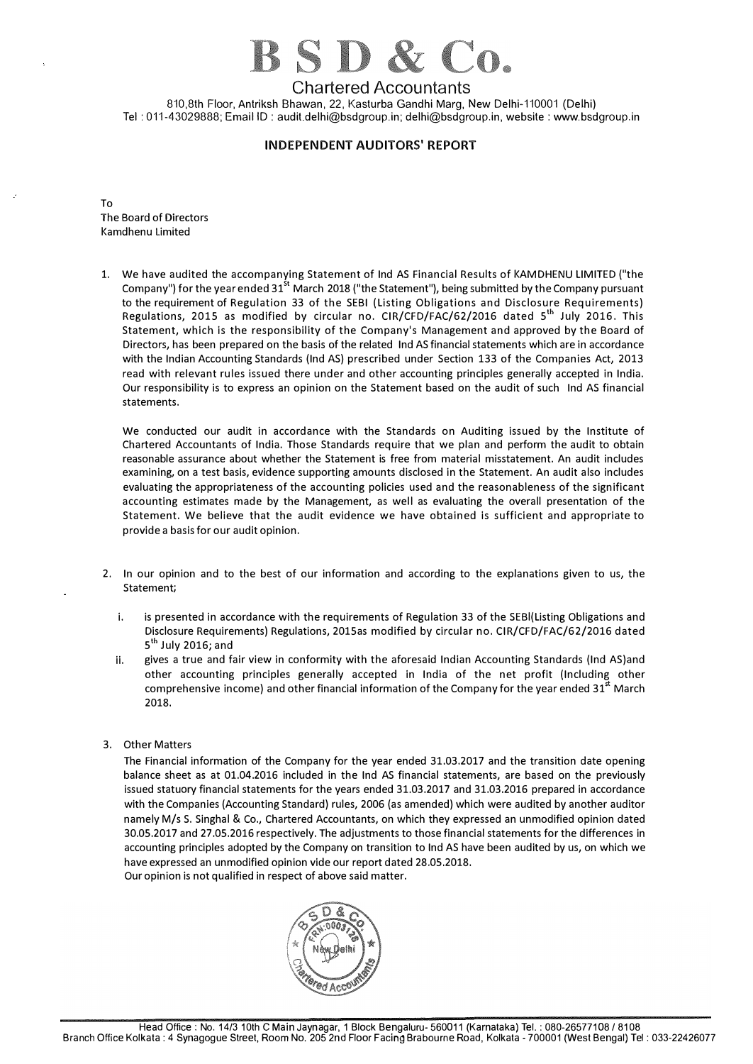# B S D & Co.

## Chartered Accountants

810,8th Floor, Antriksh Bhawan, 22, Kasturba Gandhi Marg, New Delhi-110001 (Delhi)
Tel : 011-43029888; Email ID : audit.delhi@bsdgroup.in; delhi@bsdgroup.in, website : www.bsdgroup.in

### INDEPENDENT AUDITORS' REPORT

To
The Board of Directors
Kamdhenu Limited

1. We have audited the accompanying Statement of Ind AS Financial Results of KAMDHENU LIMITED ("the Company") for the year ended 31st March 2018 ("the Statement"), being submitted by the Company pursuant to the requirement of Regulation 33 of the SEBI (Listing Obligations and Disclosure Requirements) Regulations, 2015 as modified by circular no. CIR/CFD/FAC/62/2016 dated 5th July 2016. This Statement, which is the responsibility of the Company's Management and approved by the Board of Directors, has been prepared on the basis of the related Ind AS financial statements which are in accordance with the Indian Accounting Standards (Ind AS) prescribed under Section 133 of the Companies Act, 2013 read with relevant rules issued there under and other accounting principles generally accepted in India. Our responsibility is to express an opinion on the Statement based on the audit of such Ind AS financial statements.

   We conducted our audit in accordance with the Standards on Auditing issued by the Institute of Chartered Accountants of India. Those Standards require that we plan and perform the audit to obtain reasonable assurance about whether the Statement is free from material misstatement. An audit includes examining, on a test basis, evidence supporting amounts disclosed in the Statement. An audit also includes evaluating the appropriateness of the accounting policies used and the reasonableness of the significant accounting estimates made by the Management, as well as evaluating the overall presentation of the Statement. We believe that the audit evidence we have obtained is sufficient and appropriate to provide a basis for our audit opinion.

2. In our opinion and to the best of our information and according to the explanations given to us, the Statement;

   i. is presented in accordance with the requirements of Regulation 33 of the SEBI(Listing Obligations and Disclosure Requirements) Regulations, 2015as modified by circular no. CIR/CFD/FAC/62/2016 dated 5th July 2016; and

   ii. gives a true and fair view in conformity with the aforesaid Indian Accounting Standards (Ind AS)and other accounting principles generally accepted in India of the net profit (Including other comprehensive income) and other financial information of the Company for the year ended 31st March 2018.

3. Other Matters

   The Financial information of the Company for the year ended 31.03.2017 and the transition date opening balance sheet as at 01.04.2016 included in the Ind AS financial statements, are based on the previously issued statuory financial statements for the years ended 31.03.2017 and 31.03.2016 prepared in accordance with the Companies (Accounting Standard) rules, 2006 (as amended) which were audited by another auditor namely M/s S. Singhal & Co., Chartered Accountants, on which they expressed an unmodified opinion dated 30.05.2017 and 27.05.2016 respectively. The adjustments to those financial statements for the differences in accounting principles adopted by the Company on transition to Ind AS have been audited by us, on which we have expressed an unmodified opinion vide our report dated 28.05.2018.

   Our opinion is not qualified in respect of above said matter.

Head Office : No. 14/3 10th C Main Jaynagar, 1 Block Bengaluru- 560011 (Karnataka) Tel. : 080-26577108 / 8108
Branch Office Kolkata : 4 Synagogue Street, Room No. 205 2nd Floor Facing Brabourne Road, Kolkata - 700001 (West Bengal) Tel : 033-22426077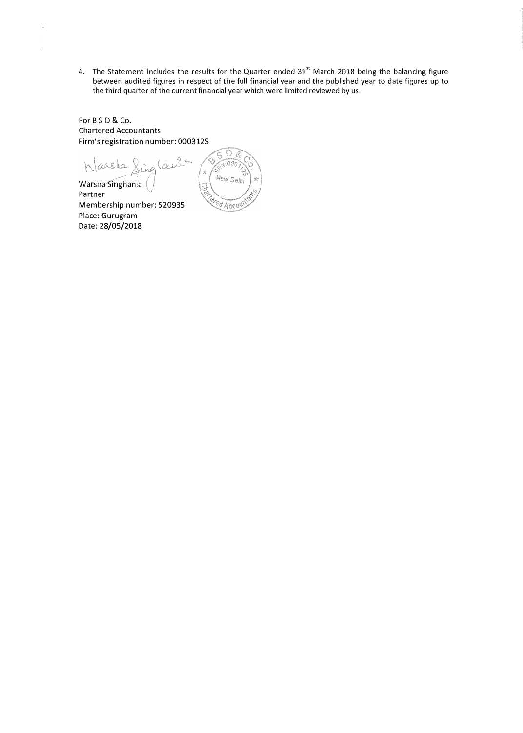4. The Statement includes the results for the Quarter ended 31st March 2018 being the balancing figure between audited figures in respect of the full financial year and the published year to date figures up to the third quarter of the current financial year which were limited reviewed by us.

For B S D & Co.
Chartered Accountants
Firm's registration number: 000312S

Warsha Singhania
Partner
Membership number: 520935
Place: Gurugram
Date: 28/05/2018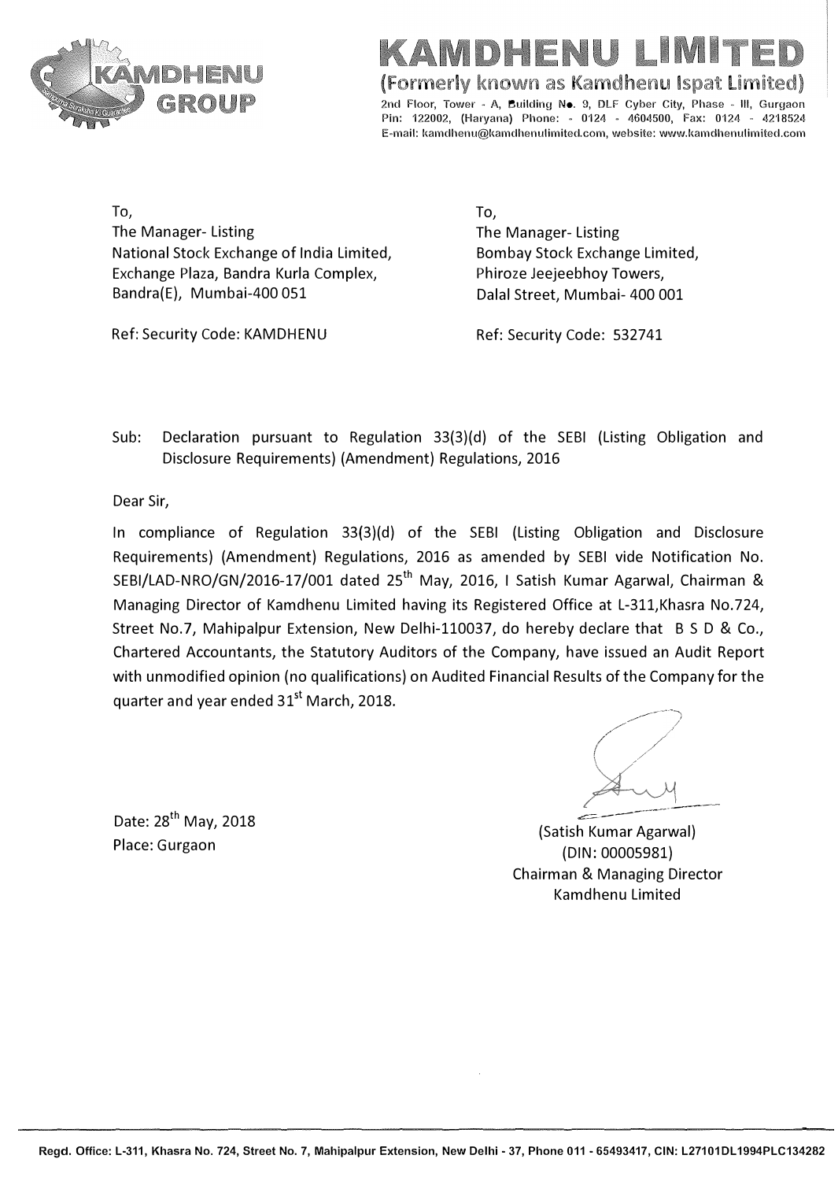# KAMDHENU LIMITED

(Formerly known as Kamdhenu Ispat Limited)

2nd Floor, Tower - A, Building No. 9, DLF Cyber City, Phase - III, Gurgaon Pin: 122002, (Haryana) Phone: - 0124 - 4604500, Fax: 0124 - 4218524 E-mail: kamdhenu@kamdhenulimited.com, website: www.kamdhenulimited.com

To,
The Manager- Listing
National Stock Exchange of India Limited,
Exchange Plaza, Bandra Kurla Complex,
Bandra(E), Mumbai-400 051

Ref: Security Code: KAMDHENU

To,
The Manager- Listing
Bombay Stock Exchange Limited,
Phiroze Jeejeebhoy Towers,
Dalal Street, Mumbai- 400 001

Ref: Security Code: 532741

Sub: Declaration pursuant to Regulation 33(3)(d) of the SEBI (Listing Obligation and Disclosure Requirements) (Amendment) Regulations, 2016

Dear Sir,

In compliance of Regulation 33(3)(d) of the SEBI (Listing Obligation and Disclosure Requirements) (Amendment) Regulations, 2016 as amended by SEBI vide Notification No. SEBI/LAD-NRO/GN/2016-17/001 dated 25th May, 2016, I Satish Kumar Agarwal, Chairman & Managing Director of Kamdhenu Limited having its Registered Office at L-311,Khasra No.724, Street No.7, Mahipalpur Extension, New Delhi-110037, do hereby declare that B S D & Co., Chartered Accountants, the Statutory Auditors of the Company, have issued an Audit Report with unmodified opinion (no qualifications) on Audited Financial Results of the Company for the quarter and year ended 31st March, 2018.

Date: 28th May, 2018
Place: Gurgaon

(Satish Kumar Agarwal)
(DIN: 00005981)
Chairman & Managing Director
Kamdhenu Limited

Regd. Office: L-311, Khasra No. 724, Street No. 7, Mahipalpur Extension, New Delhi - 37, Phone 011 - 65493417, CIN: L27101DL1994PLC134282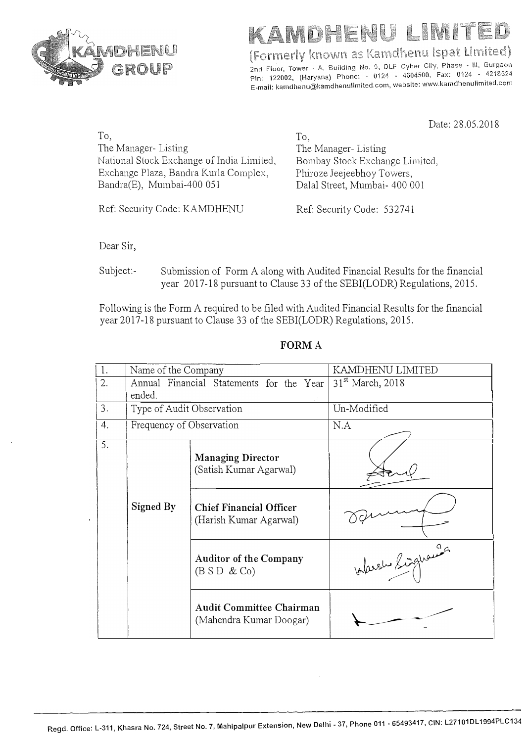# KAMDHENU LIMITED

(Formerly known as Kamdhenu Ispat Limited)

2nd Floor, Tower - A, Building No. 9, DLF Cyber City, Phase - III, Gurgaon Pin: 122002, (Haryana) Phone: - 0124 - 4604500, Fax: 0124 - 4218524 E-mail: kamdhenu@kamdhenulimited.com, website: www.kamdhenulimited.com

Date: 28.05.2018

To,
The Manager- Listing
National Stock Exchange of India Limited,
Exchange Plaza, Bandra Kurla Complex,
Bandra(E), Mumbai-400 051

Ref: Security Code: KAMDHENU

To,
The Manager- Listing
Bombay Stock Exchange Limited,
Phiroze Jeejeebhoy Towers,
Dalal Street, Mumbai- 400 001

Ref: Security Code: 532741

Dear Sir,

Subject:- Submission of Form A along with Audited Financial Results for the financial year 2017-18 pursuant to Clause 33 of the SEBI(LODR) Regulations, 2015.

Following is the Form A required to be filed with Audited Financial Results for the financial year 2017-18 pursuant to Clause 33 of the SEBI(LODR) Regulations, 2015.

**FORM A**

| | | | |
|---|---|---|---|
| 1. | Name of the Company | | KAMDHENU LIMITED |
| 2. | Annual Financial Statements for the Year ended. | | 31st March, 2018 |
| 3. | Type of Audit Observation | | Un-Modified |
| 4. | Frequency of Observation | | N.A |
| 5. | **Signed By** | **Managing Director** (Satish Kumar Agarwal) | [Signature] |
| | | **Chief Financial Officer** (Harish Kumar Agarwal) | [Signature] |
| | | **Auditor of the Company** (B S D & Co) | [Signature] |
| | | **Audit Committee Chairman** (Mahendra Kumar Doogar) | [Signature] |

Regd. Office: L-311, Khasra No. 724, Street No. 7, Mahipalpur Extension, New Delhi - 37, Phone 011 - 65493417, CIN: L27101DL1994PLC134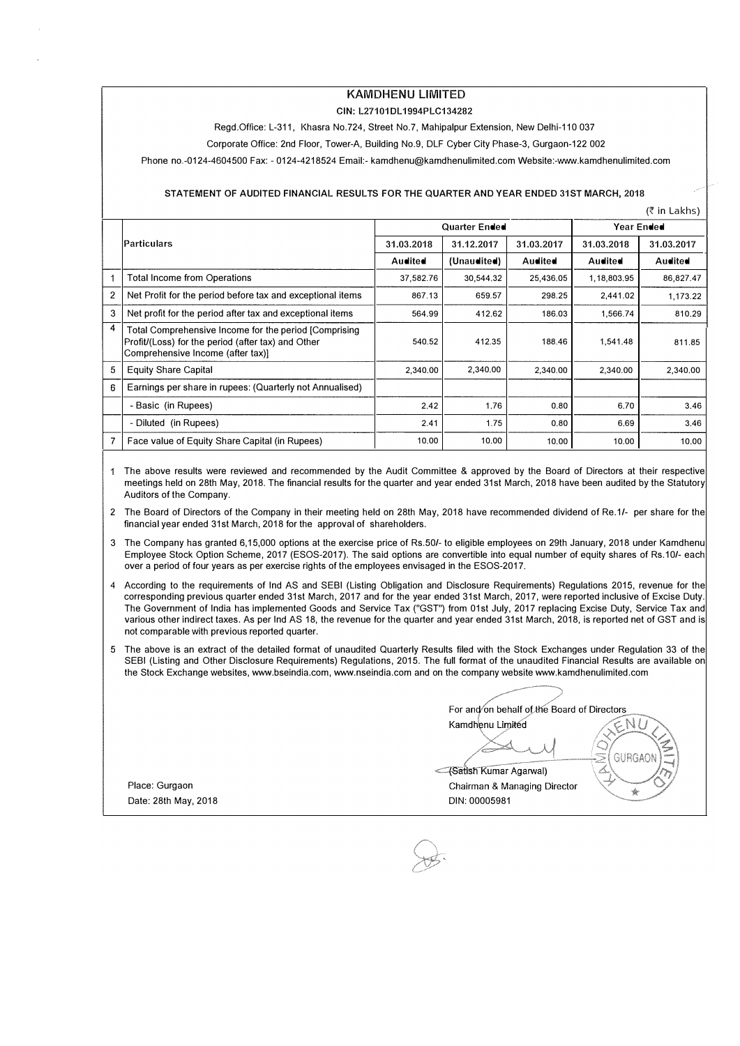# KAMDHENU LIMITED

**CIN: L27101DL1994PLC134282**

Regd.Office: L-311, Khasra No.724, Street No.7, Mahipalpur Extension, New Delhi-110 037

Corporate Office: 2nd Floor, Tower-A, Building No.9, DLF Cyber City Phase-3, Gurgaon-122 002

Phone no.-0124-4604500 Fax: - 0124-4218524 Email:- kamdhenu@kamdhenulimited.com Website:-www.kamdhenulimited.com

## STATEMENT OF AUDITED FINANCIAL RESULTS FOR THE QUARTER AND YEAR ENDED 31ST MARCH, 2018

(₹ in Lakhs)

| | Particulars | Quarter Ended | | | Year Ended | |
|---|---|---|---|---|---|---|
| | | 31.03.2018 | 31.12.2017 | 31.03.2017 | 31.03.2018 | 31.03.2017 |
| | | Audited | (Unaudited) | Audited | Audited | Audited |
| 1 | Total Income from Operations | 37,582.76 | 30,544.32 | 25,436.05 | 1,18,803.95 | 86,827.47 |
| 2 | Net Profit for the period before tax and exceptional items | 867.13 | 659.57 | 298.25 | 2,441.02 | 1,173.22 |
| 3 | Net profit for the period after tax and exceptional items | 564.99 | 412.62 | 186.03 | 1,566.74 | 810.29 |
| 4 | Total Comprehensive Income for the period [Comprising Profit/(Loss) for the period (after tax) and Other Comprehensive Income (after tax)] | 540.52 | 412.35 | 188.46 | 1,541.48 | 811.85 |
| 5 | Equity Share Capital | 2,340.00 | 2,340.00 | 2,340.00 | 2,340.00 | 2,340.00 |
| 6 | Earnings per share in rupees: (Quarterly not Annualised) | | | | | |
| | - Basic (in Rupees) | 2.42 | 1.76 | 0.80 | 6.70 | 3.46 |
| | - Diluted (in Rupees) | 2.41 | 1.75 | 0.80 | 6.69 | 3.46 |
| 7 | Face value of Equity Share Capital (in Rupees) | 10.00 | 10.00 | 10.00 | 10.00 | 10.00 |

1. The above results were reviewed and recommended by the Audit Committee & approved by the Board of Directors at their respective meetings held on 28th May, 2018. The financial results for the quarter and year ended 31st March, 2018 have been audited by the Statutory Auditors of the Company.
2. The Board of Directors of the Company in their meeting held on 28th May, 2018 have recommended dividend of Re.1/- per share for the financial year ended 31st March, 2018 for the approval of shareholders.
3. The Company has granted 6,15,000 options at the exercise price of Rs.50/- to eligible employees on 29th January, 2018 under Kamdhenu Employee Stock Option Scheme, 2017 (ESOS-2017). The said options are convertible into equal number of equity shares of Rs.10/- each over a period of four years as per exercise rights of the employees envisaged in the ESOS-2017.
4. According to the requirements of Ind AS and SEBI (Listing Obligation and Disclosure Requirements) Regulations 2015, revenue for the corresponding previous quarter ended 31st March, 2017 and for the year ended 31st March, 2017, were reported inclusive of Excise Duty. The Government of India has implemented Goods and Service Tax ("GST") from 01st July, 2017 replacing Excise Duty, Service Tax and various other indirect taxes. As per Ind AS 18, the revenue for the quarter and year ended 31st March, 2018, is reported net of GST and is not comparable with previous reported quarter.
5. The above is an extract of the detailed format of unaudited Quarterly Results filed with the Stock Exchanges under Regulation 33 of the SEBI (Listing and Other Disclosure Requirements) Regulations, 2015. The full format of the unaudited Financial Results are available on the Stock Exchange websites, www.bseindia.com, www.nseindia.com and on the company website www.kamdhenulimited.com

For and on behalf of the Board of Directors
Kamdhenu Limited

(Satish Kumar Agarwal)
Chairman & Managing Director
DIN: 00005981

Place: Gurgaon
Date: 28th May, 2018